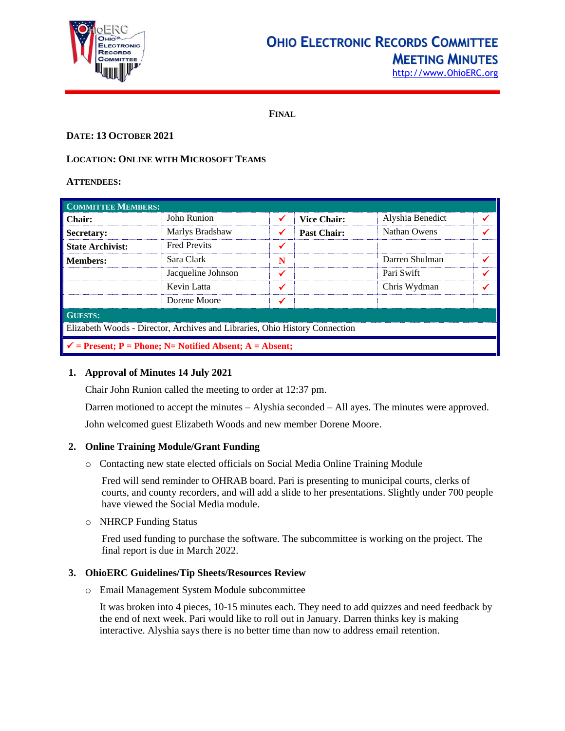# Ohio Electronic Records Committee Meeting Minutes

http://www.OhioERC.org

**FINAL**

**DATE: 13 OCTOBER 2021**

**LOCATION: ONLINE WITH MICROSOFT TEAMS**

**ATTENDEES:**

| COMMITTEE MEMBERS: | | | | | |
|---|---|---|---|---|---|
| **Chair:** | John Runion | ✓ | **Vice Chair:** | Alyshia Benedict | ✓ |
| **Secretary:** | Marlys Bradshaw | ✓ | **Past Chair:** | Nathan Owens | ✓ |
| **State Archivist:** | Fred Previts | ✓ | | | |
| **Members:** | Sara Clark | N | | Darren Shulman | ✓ |
| | Jacqueline Johnson | ✓ | | Pari Swift | ✓ |
| | Kevin Latta | ✓ | | Chris Wydman | ✓ |
| | Dorene Moore | ✓ | | | |
| **GUESTS:** | | | | | |
| Elizabeth Woods - Director, Archives and Libraries, Ohio History Connection | | | | | |
| ✓ = Present; P = Phone; N= Notified Absent; A = Absent; | | | | | |

## 1. Approval of Minutes 14 July 2021

Chair John Runion called the meeting to order at 12:37 pm.

Darren motioned to accept the minutes – Alyshia seconded – All ayes. The minutes were approved.

John welcomed guest Elizabeth Woods and new member Dorene Moore.

## 2. Online Training Module/Grant Funding

- Contacting new state elected officials on Social Media Online Training Module

  Fred will send reminder to OHRAB board. Pari is presenting to municipal courts, clerks of courts, and county recorders, and will add a slide to her presentations. Slightly under 700 people have viewed the Social Media module.

- NHRCP Funding Status

  Fred used funding to purchase the software. The subcommittee is working on the project. The final report is due in March 2022.

## 3. OhioERC Guidelines/Tip Sheets/Resources Review

- Email Management System Module subcommittee

  It was broken into 4 pieces, 10-15 minutes each. They need to add quizzes and need feedback by the end of next week. Pari would like to roll out in January. Darren thinks key is making interactive. Alyshia says there is no better time than now to address email retention.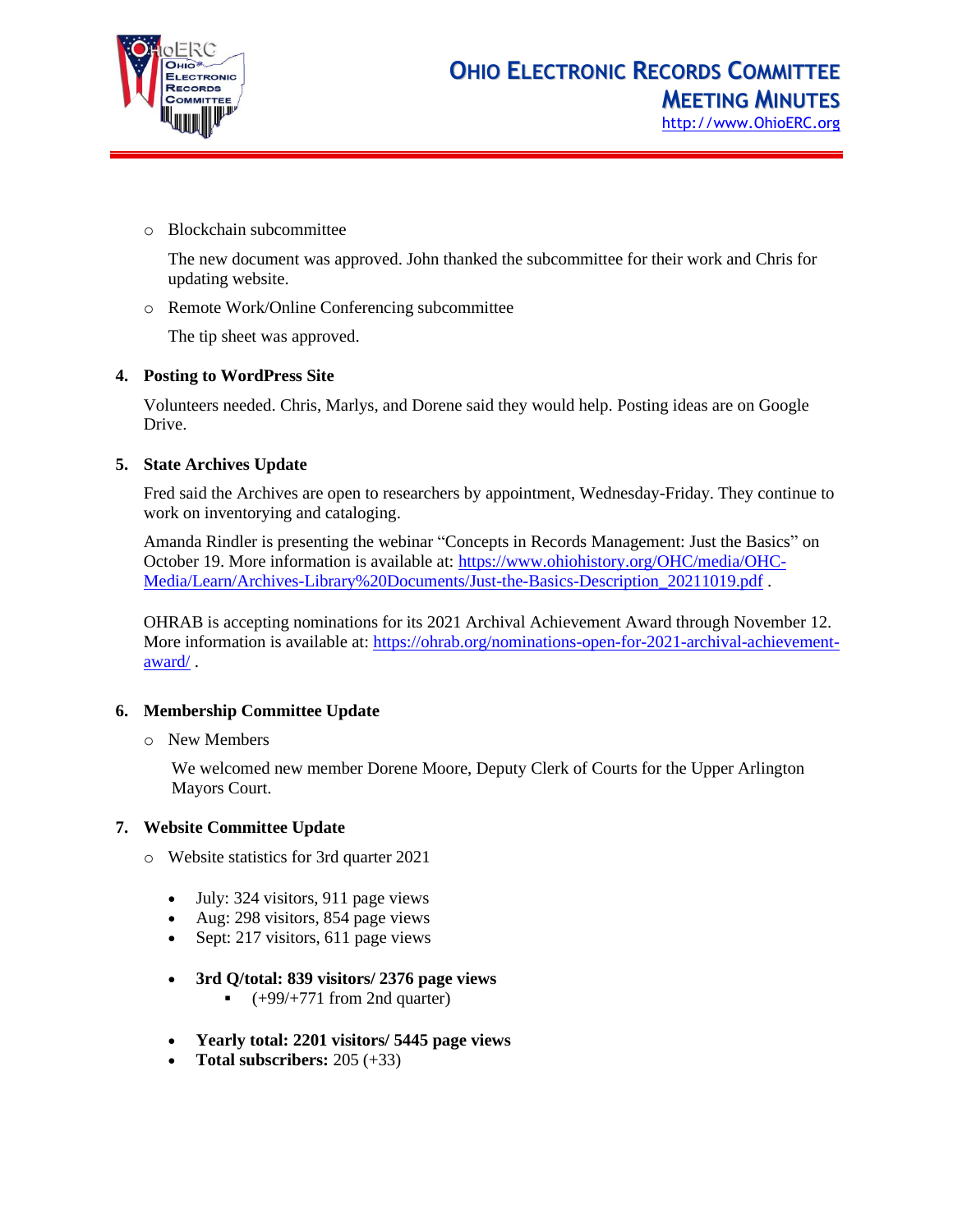- Blockchain subcommittee

  The new document was approved. John thanked the subcommittee for their work and Chris for updating website.

- Remote Work/Online Conferencing subcommittee

  The tip sheet was approved.

**4. Posting to WordPress Site**

Volunteers needed. Chris, Marlys, and Dorene said they would help. Posting ideas are on Google Drive.

**5. State Archives Update**

Fred said the Archives are open to researchers by appointment, Wednesday-Friday. They continue to work on inventorying and cataloging.

Amanda Rindler is presenting the webinar "Concepts in Records Management: Just the Basics" on October 19. More information is available at: https://www.ohiohistory.org/OHC/media/OHC-Media/Learn/Archives-Library%20Documents/Just-the-Basics-Description_20211019.pdf .

OHRAB is accepting nominations for its 2021 Archival Achievement Award through November 12. More information is available at: https://ohrab.org/nominations-open-for-2021-archival-achievement-award/ .

**6. Membership Committee Update**

- New Members

  We welcomed new member Dorene Moore, Deputy Clerk of Courts for the Upper Arlington Mayors Court.

**7. Website Committee Update**

- Website statistics for 3rd quarter 2021

  - July: 324 visitors, 911 page views
  - Aug: 298 visitors, 854 page views
  - Sept: 217 visitors, 611 page views

  - **3rd Q/total: 839 visitors/ 2376 page views**
    - (+99/+771 from 2nd quarter)

  - **Yearly total: 2201 visitors/ 5445 page views**
  - **Total subscribers:** 205 (+33)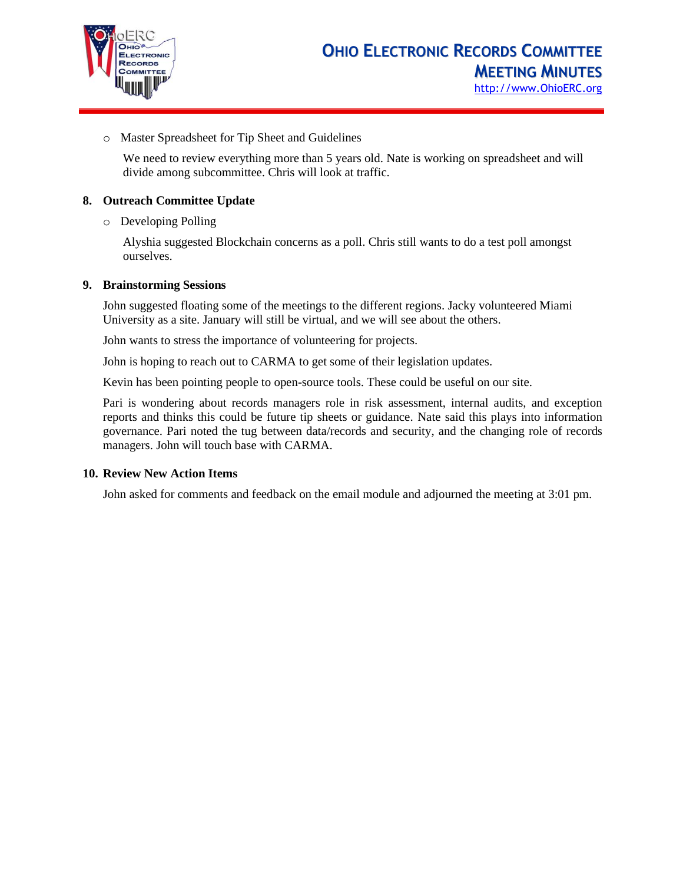- Master Spreadsheet for Tip Sheet and Guidelines

  We need to review everything more than 5 years old. Nate is working on spreadsheet and will divide among subcommittee. Chris will look at traffic.

**8. Outreach Committee Update**

- Developing Polling

  Alyshia suggested Blockchain concerns as a poll. Chris still wants to do a test poll amongst ourselves.

**9. Brainstorming Sessions**

John suggested floating some of the meetings to the different regions. Jacky volunteered Miami University as a site. January will still be virtual, and we will see about the others.

John wants to stress the importance of volunteering for projects.

John is hoping to reach out to CARMA to get some of their legislation updates.

Kevin has been pointing people to open-source tools. These could be useful on our site.

Pari is wondering about records managers role in risk assessment, internal audits, and exception reports and thinks this could be future tip sheets or guidance. Nate said this plays into information governance. Pari noted the tug between data/records and security, and the changing role of records managers. John will touch base with CARMA.

**10. Review New Action Items**

John asked for comments and feedback on the email module and adjourned the meeting at 3:01 pm.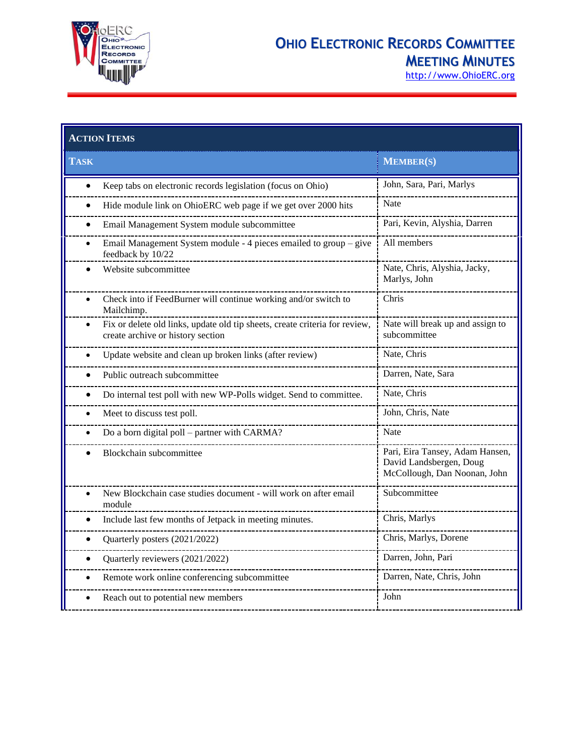| Action Items | |
|---|---|
| **Task** | **Member(s)** |
| • Keep tabs on electronic records legislation (focus on Ohio) | John, Sara, Pari, Marlys |
| • Hide module link on OhioERC web page if we get over 2000 hits | Nate |
| • Email Management System module subcommittee | Pari, Kevin, Alyshia, Darren |
| • Email Management System module - 4 pieces emailed to group – give feedback by 10/22 | All members |
| • Website subcommittee | Nate, Chris, Alyshia, Jacky, Marlys, John |
| • Check into if FeedBurner will continue working and/or switch to Mailchimp. | Chris |
| • Fix or delete old links, update old tip sheets, create criteria for review, create archive or history section | Nate will break up and assign to subcommittee |
| • Update website and clean up broken links (after review) | Nate, Chris |
| • Public outreach subcommittee | Darren, Nate, Sara |
| • Do internal test poll with new WP-Polls widget. Send to committee. | Nate, Chris |
| • Meet to discuss test poll. | John, Chris, Nate |
| • Do a born digital poll – partner with CARMA? | Nate |
| • Blockchain subcommittee | Pari, Eira Tansey, Adam Hansen, David Landsbergen, Doug McCollough, Dan Noonan, John |
| • New Blockchain case studies document - will work on after email module | Subcommittee |
| • Include last few months of Jetpack in meeting minutes. | Chris, Marlys |
| • Quarterly posters (2021/2022) | Chris, Marlys, Dorene |
| • Quarterly reviewers (2021/2022) | Darren, John, Pari |
| • Remote work online conferencing subcommittee | Darren, Nate, Chris, John |
| • Reach out to potential new members | John |